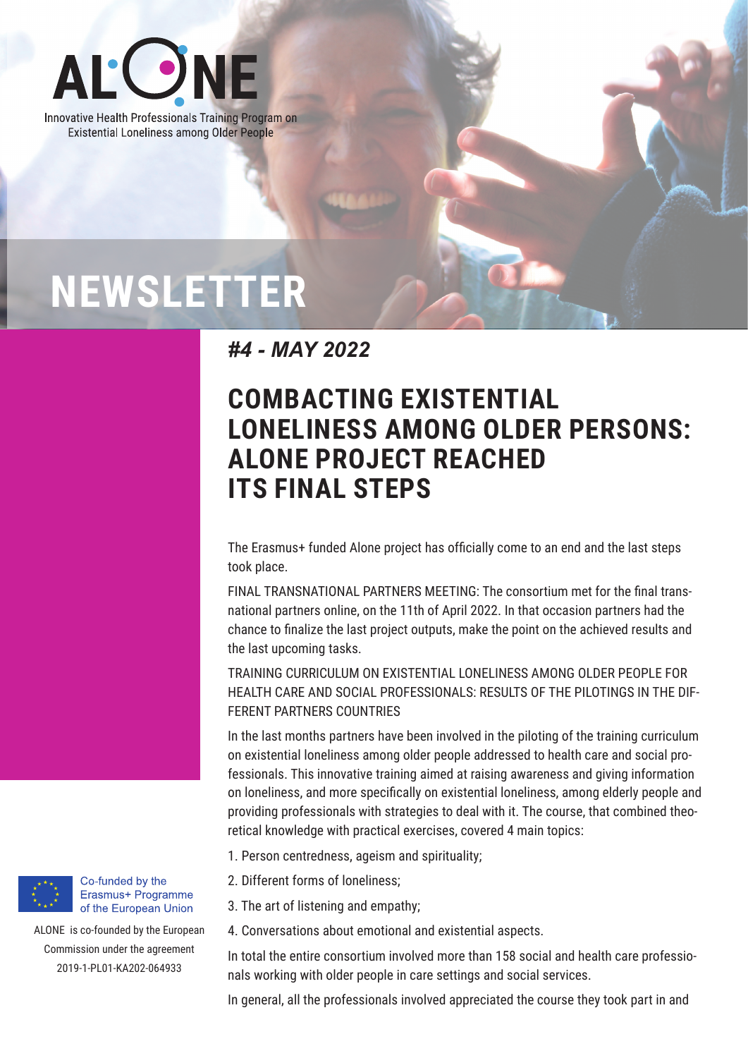ALONE

Innovative Health Professionals Training Program on Existential Loneliness among Older People

# NEWSLETTER

***#4 - MAY 2022***

## COMBACTING EXISTENTIAL LONELINESS AMONG OLDER PERSONS: ALONE PROJECT REACHED ITS FINAL STEPS

The Erasmus+ funded Alone project has officially come to an end and the last steps took place.

FINAL TRANSNATIONAL PARTNERS MEETING: The consortium met for the final transnational partners online, on the 11th of April 2022. In that occasion partners had the chance to finalize the last project outputs, make the point on the achieved results and the last upcoming tasks.

TRAINING CURRICULUM ON EXISTENTIAL LONELINESS AMONG OLDER PEOPLE FOR HEALTH CARE AND SOCIAL PROFESSIONALS: RESULTS OF THE PILOTINGS IN THE DIFFERENT PARTNERS COUNTRIES

In the last months partners have been involved in the piloting of the training curriculum on existential loneliness among older people addressed to health care and social professionals. This innovative training aimed at raising awareness and giving information on loneliness, and more specifically on existential loneliness, among elderly people and providing professionals with strategies to deal with it. The course, that combined theoretical knowledge with practical exercises, covered 4 main topics:

1. Person centredness, ageism and spirituality;
2. Different forms of loneliness;
3. The art of listening and empathy;
4. Conversations about emotional and existential aspects.

In total the entire consortium involved more than 158 social and health care professionals working with older people in care settings and social services.

In general, all the professionals involved appreciated the course they took part in and

Co-funded by the Erasmus+ Programme of the European Union

ALONE is co-founded by the European Commission under the agreement 2019-1-PL01-KA202-064933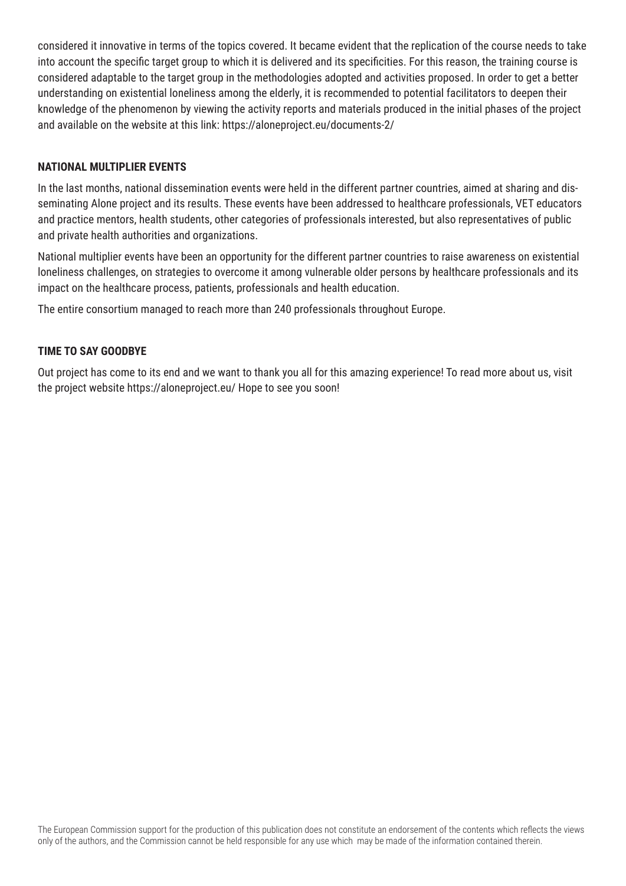considered it innovative in terms of the topics covered. It became evident that the replication of the course needs to take into account the specific target group to which it is delivered and its specificities. For this reason, the training course is considered adaptable to the target group in the methodologies adopted and activities proposed. In order to get a better understanding on existential loneliness among the elderly, it is recommended to potential facilitators to deepen their knowledge of the phenomenon by viewing the activity reports and materials produced in the initial phases of the project and available on the website at this link: https://aloneproject.eu/documents-2/

**NATIONAL MULTIPLIER EVENTS**

In the last months, national dissemination events were held in the different partner countries, aimed at sharing and disseminating Alone project and its results. These events have been addressed to healthcare professionals, VET educators and practice mentors, health students, other categories of professionals interested, but also representatives of public and private health authorities and organizations.

National multiplier events have been an opportunity for the different partner countries to raise awareness on existential loneliness challenges, on strategies to overcome it among vulnerable older persons by healthcare professionals and its impact on the healthcare process, patients, professionals and health education.

The entire consortium managed to reach more than 240 professionals throughout Europe.

**TIME TO SAY GOODBYE**

Out project has come to its end and we want to thank you all for this amazing experience! To read more about us, visit the project website https://aloneproject.eu/ Hope to see you soon!

The European Commission support for the production of this publication does not constitute an endorsement of the contents which reflects the views only of the authors, and the Commission cannot be held responsible for any use which may be made of the information contained therein.